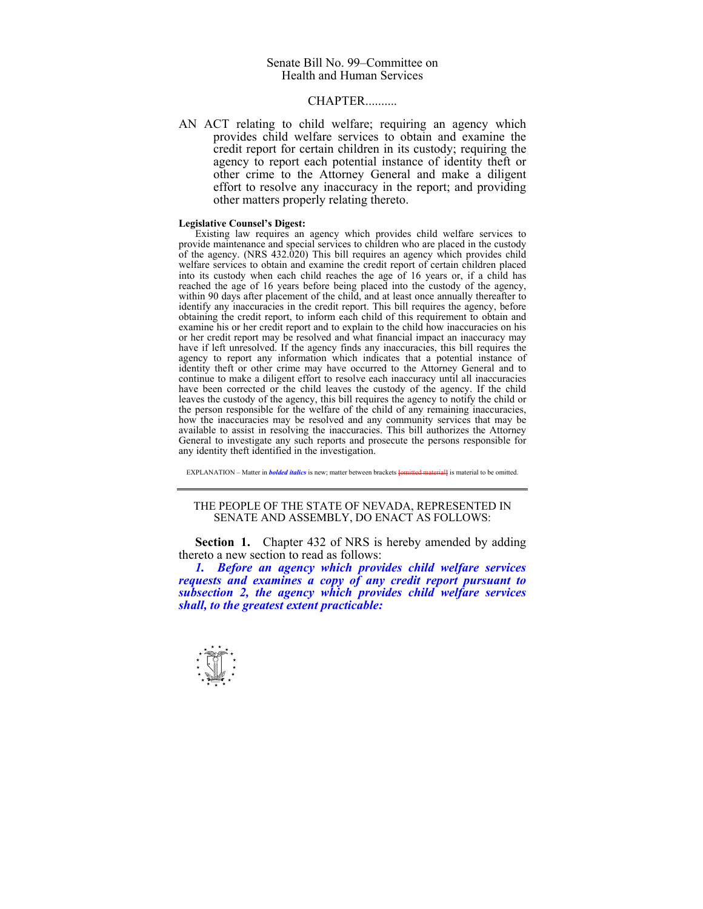Senate Bill No. 99–Committee on Health and Human Services

CHAPTER..........

AN ACT relating to child welfare; requiring an agency which provides child welfare services to obtain and examine the credit report for certain children in its custody; requiring the agency to report each potential instance of identity theft or other crime to the Attorney General and make a diligent effort to resolve any inaccuracy in the report; and providing other matters properly relating thereto.

**Legislative Counsel's Digest:**

Existing law requires an agency which provides child welfare services to provide maintenance and special services to children who are placed in the custody of the agency. (NRS 432.020) This bill requires an agency which provides child welfare services to obtain and examine the credit report of certain children placed into its custody when each child reaches the age of 16 years or, if a child has reached the age of 16 years before being placed into the custody of the agency, within 90 days after placement of the child, and at least once annually thereafter to identify any inaccuracies in the credit report. This bill requires the agency, before obtaining the credit report, to inform each child of this requirement to obtain and examine his or her credit report and to explain to the child how inaccuracies on his or her credit report may be resolved and what financial impact an inaccuracy may have if left unresolved. If the agency finds any inaccuracies, this bill requires the agency to report any information which indicates that a potential instance of identity theft or other crime may have occurred to the Attorney General and to continue to make a diligent effort to resolve each inaccuracy until all inaccuracies have been corrected or the child leaves the custody of the agency. If the child leaves the custody of the agency, this bill requires the agency to notify the child or the person responsible for the welfare of the child of any remaining inaccuracies, how the inaccuracies may be resolved and any community services that may be available to assist in resolving the inaccuracies. This bill authorizes the Attorney General to investigate any such reports and prosecute the persons responsible for any identity theft identified in the investigation.

EXPLANATION – Matter in ***bolded italics*** is new; matter between brackets [~~omitted material~~] is material to be omitted.

---

THE PEOPLE OF THE STATE OF NEVADA, REPRESENTED IN SENATE AND ASSEMBLY, DO ENACT AS FOLLOWS:

**Section 1.** Chapter 432 of NRS is hereby amended by adding thereto a new section to read as follows:

***1. Before an agency which provides child welfare services requests and examines a copy of any credit report pursuant to subsection 2, the agency which provides child welfare services shall, to the greatest extent practicable:***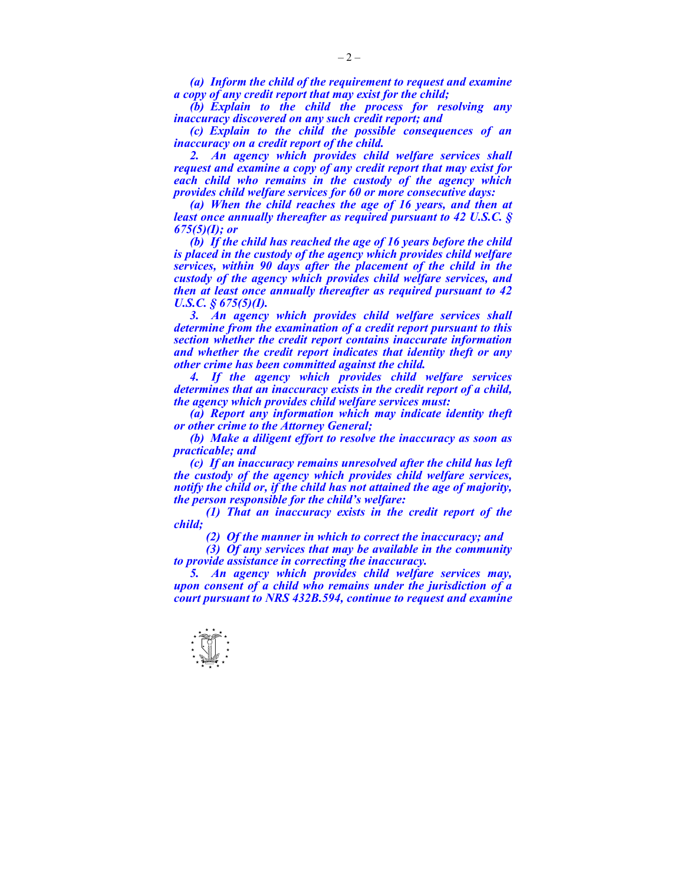***(a) Inform the child of the requirement to request and examine a copy of any credit report that may exist for the child;***

***(b) Explain to the child the process for resolving any inaccuracy discovered on any such credit report; and***

***(c) Explain to the child the possible consequences of an inaccuracy on a credit report of the child.***

***2. An agency which provides child welfare services shall request and examine a copy of any credit report that may exist for each child who remains in the custody of the agency which provides child welfare services for 60 or more consecutive days:***

***(a) When the child reaches the age of 16 years, and then at least once annually thereafter as required pursuant to 42 U.S.C. § 675(5)(I); or***

***(b) If the child has reached the age of 16 years before the child is placed in the custody of the agency which provides child welfare services, within 90 days after the placement of the child in the custody of the agency which provides child welfare services, and then at least once annually thereafter as required pursuant to 42 U.S.C. § 675(5)(I).***

***3. An agency which provides child welfare services shall determine from the examination of a credit report pursuant to this section whether the credit report contains inaccurate information and whether the credit report indicates that identity theft or any other crime has been committed against the child.***

***4. If the agency which provides child welfare services determines that an inaccuracy exists in the credit report of a child, the agency which provides child welfare services must:***

***(a) Report any information which may indicate identity theft or other crime to the Attorney General;***

***(b) Make a diligent effort to resolve the inaccuracy as soon as practicable; and***

***(c) If an inaccuracy remains unresolved after the child has left the custody of the agency which provides child welfare services, notify the child or, if the child has not attained the age of majority, the person responsible for the child's welfare:***

***(1) That an inaccuracy exists in the credit report of the child;***

***(2) Of the manner in which to correct the inaccuracy; and***

***(3) Of any services that may be available in the community to provide assistance in correcting the inaccuracy.***

***5. An agency which provides child welfare services may, upon consent of a child who remains under the jurisdiction of a court pursuant to NRS 432B.594, continue to request and examine***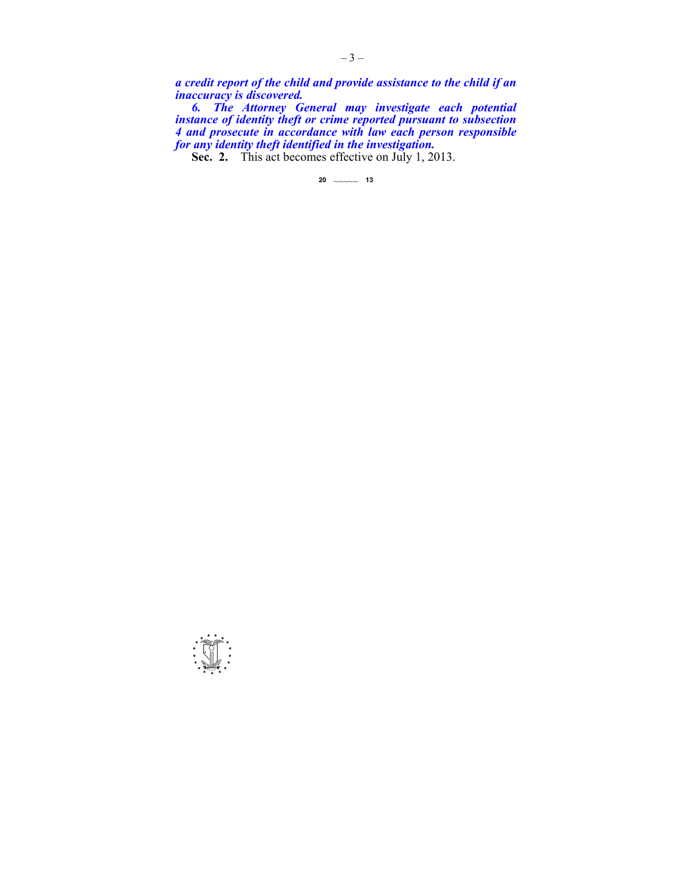***a credit report of the child and provide assistance to the child if an inaccuracy is discovered.***

***6. The Attorney General may investigate each potential instance of identity theft or crime reported pursuant to subsection 4 and prosecute in accordance with law each person responsible for any identity theft identified in the investigation.***

**Sec. 2.** This act becomes effective on July 1, 2013.